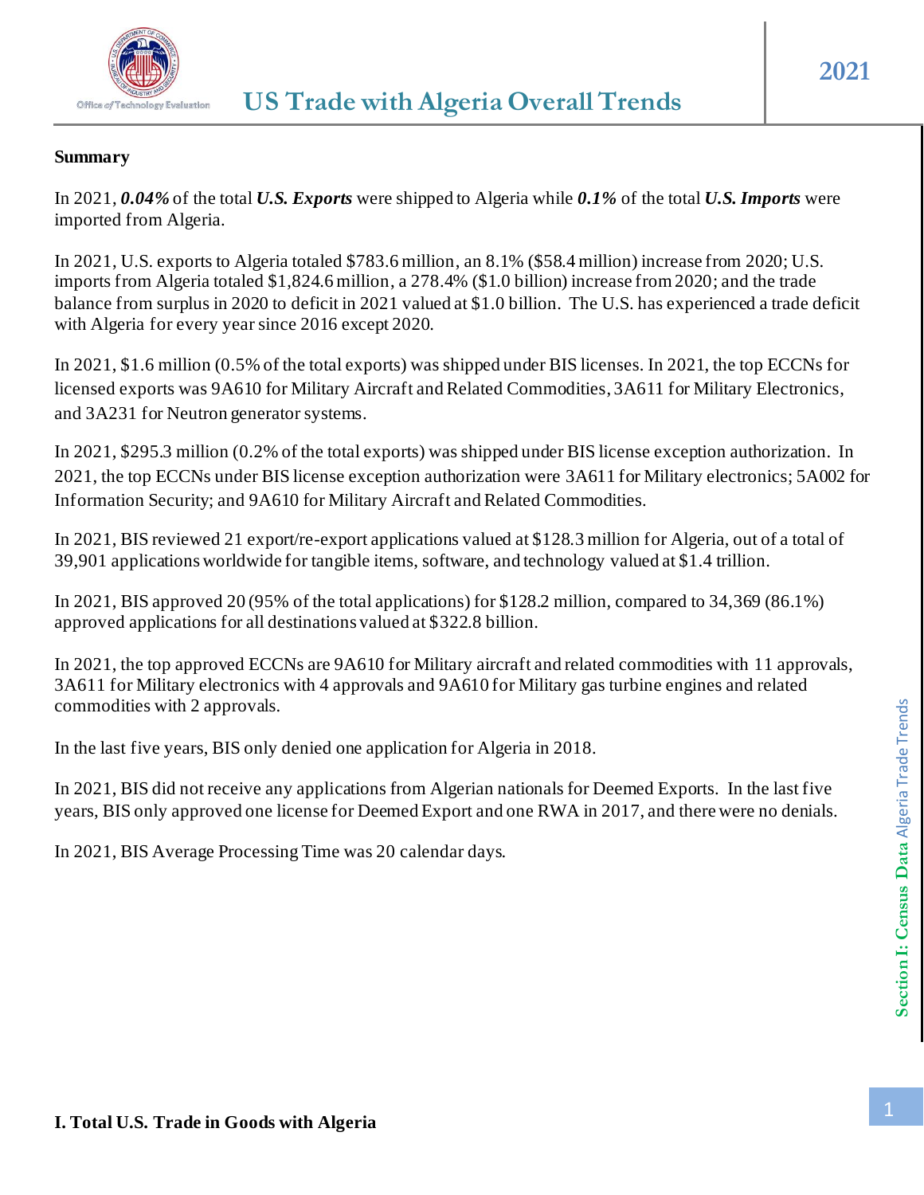# US Trade with Algeria Overall Trends

2021

**Summary**

In 2021, ***0.04%*** of the total ***U.S. Exports*** were shipped to Algeria while ***0.1%*** of the total ***U.S. Imports*** were imported from Algeria.

In 2021, U.S. exports to Algeria totaled $783.6 million, an 8.1% ($58.4 million) increase from 2020; U.S. imports from Algeria totaled $1,824.6 million, a 278.4% ($1.0 billion) increase from 2020; and the trade balance from surplus in 2020 to deficit in 2021 valued at $1.0 billion. The U.S. has experienced a trade deficit with Algeria for every year since 2016 except 2020.

In 2021, $1.6 million (0.5% of the total exports) was shipped under BIS licenses. In 2021, the top ECCNs for licensed exports was 9A610 for Military Aircraft and Related Commodities, 3A611 for Military Electronics, and 3A231 for Neutron generator systems.

In 2021, $295.3 million (0.2% of the total exports) was shipped under BIS license exception authorization. In 2021, the top ECCNs under BIS license exception authorization were 3A611 for Military electronics; 5A002 for Information Security; and 9A610 for Military Aircraft and Related Commodities.

In 2021, BIS reviewed 21 export/re-export applications valued at $128.3 million for Algeria, out of a total of 39,901 applications worldwide for tangible items, software, and technology valued at $1.4 trillion.

In 2021, BIS approved 20 (95% of the total applications) for $128.2 million, compared to 34,369 (86.1%) approved applications for all destinations valued at $322.8 billion.

In 2021, the top approved ECCNs are 9A610 for Military aircraft and related commodities with 11 approvals, 3A611 for Military electronics with 4 approvals and 9A610 for Military gas turbine engines and related commodities with 2 approvals.

In the last five years, BIS only denied one application for Algeria in 2018.

In 2021, BIS did not receive any applications from Algerian nationals for Deemed Exports. In the last five years, BIS only approved one license for Deemed Export and one RWA in 2017, and there were no denials.

In 2021, BIS Average Processing Time was 20 calendar days.

## I. Total U.S. Trade in Goods with Algeria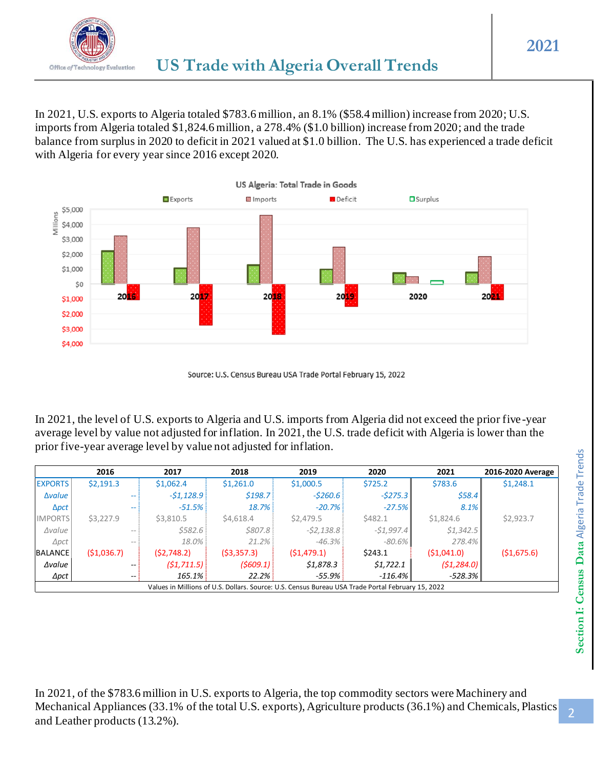# US Trade with Algeria Overall Trends

In 2021, U.S. exports to Algeria totaled $783.6 million, an 8.1% ($58.4 million) increase from 2020; U.S. imports from Algeria totaled $1,824.6 million, a 278.4% ($1.0 billion) increase from 2020; and the trade balance from surplus in 2020 to deficit in 2021 valued at $1.0 billion. The U.S. has experienced a trade deficit with Algeria for every year since 2016 except 2020.

Source: U.S. Census Bureau USA Trade Portal February 15, 2022

In 2021, the level of U.S. exports to Algeria and U.S. imports from Algeria did not exceed the prior five-year average level by value not adjusted for inflation. In 2021, the U.S. trade deficit with Algeria is lower than the prior five-year average level by value not adjusted for inflation.

| | 2016 | 2017 | 2018 | 2019 | 2020 | 2021 | 2016-2020 Average |
|---|---|---|---|---|---|---|---|
| EXPORTS | $2,191.3 | $1,062.4 | $1,261.0 | $1,000.5 | $725.2 | $783.6 | $1,248.1 |
| *Δvalue* | -- | *-$1,128.9* | *$198.7* | *-$260.6* | *-$275.3* | *$58.4* | |
| *Δpct* | -- | *-51.5%* | *18.7%* | *-20.7%* | *-27.5%* | *8.1%* | |
| IMPORTS | $3,227.9 | $3,810.5 | $4,618.4 | $2,479.5 | $482.1 | $1,824.6 | $2,923.7 |
| *Δvalue* | -- | *$582.6* | *$807.8* | *-$2,138.8* | *-$1,997.4* | *$1,342.5* | |
| *Δpct* | -- | *18.0%* | *21.2%* | *-46.3%* | *-80.6%* | *278.4%* | |
| BALANCE | ($1,036.7) | ($2,748.2) | ($3,357.3) | ($1,479.1) | $243.1 | ($1,041.0) | ($1,675.6) |
| *Δvalue* | -- | *($1,711.5)* | *($609.1)* | *$1,878.3* | *$1,722.1* | *($1,284.0)* | |
| *Δpct* | -- | *165.1%* | *22.2%* | *-55.9%* | *-116.4%* | *-528.3%* | |

Values in Millions of U.S. Dollars. Source: U.S. Census Bureau USA Trade Portal February 15, 2022

In 2021, of the $783.6 million in U.S. exports to Algeria, the top commodity sectors were Machinery and Mechanical Appliances (33.1% of the total U.S. exports), Agriculture products (36.1%) and Chemicals, Plastics and Leather products (13.2%).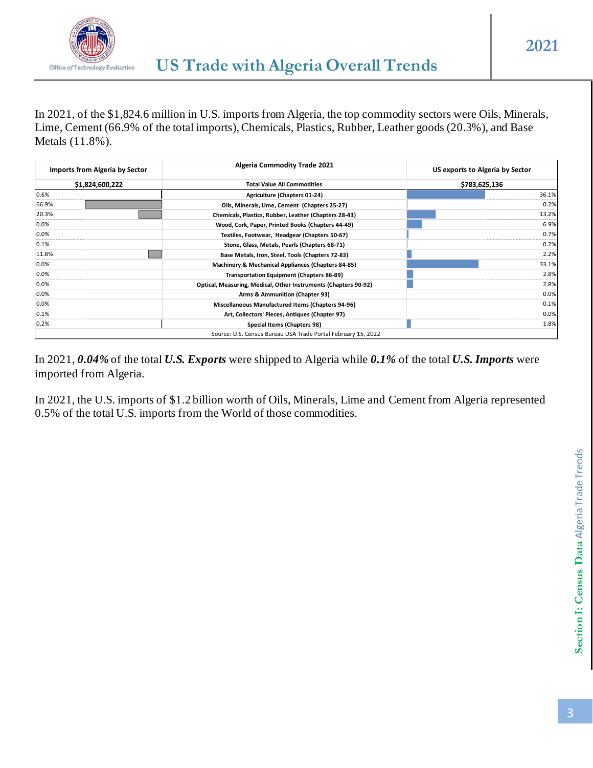# US Trade with Algeria Overall Trends

In 2021, of the $1,824.6 million in U.S. imports from Algeria, the top commodity sectors were Oils, Minerals, Lime, Cement (66.9% of the total imports), Chemicals, Plastics, Rubber, Leather goods (20.3%), and Base Metals (11.8%).

| Imports from Algeria by Sector | Algeria Commodity Trade 2021 | US exports to Algeria by Sector |
|---|---|---|
| $1,824,600,222 | Total Value All Commodities | $783,625,136 |
| 0.6% | Agriculture (Chapters 01-24) | 36.1% |
| 66.9% | Oils, Minerals, Lime, Cement (Chapters 25-27) | 0.2% |
| 20.3% | Chemicals, Plastics, Rubber, Leather (Chapters 28-43) | 13.2% |
| 0.0% | Wood, Cork, Paper, Printed Books (Chapters 44-49) | 6.9% |
| 0.0% | Textiles, Footwear, Headgear (Chapters 50-67) | 0.7% |
| 0.1% | Stone, Glass, Metals, Pearls (Chapters 68-71) | 0.2% |
| 11.8% | Base Metals, Iron, Steel, Tools (Chapters 72-83) | 2.2% |
| 0.0% | Machinery & Mechanical Appliances (Chapters 84-85) | 33.1% |
| 0.0% | Transportation Equipment (Chapters 86-89) | 2.8% |
| 0.0% | Optical, Measuring, Medical, Other Instruments (Chapters 90-92) | 2.8% |
| 0.0% | Arms & Ammunition (Chapter 93) | 0.0% |
| 0.0% | Miscellaneous Manufactured Items (Chapters 94-96) | 0.1% |
| 0.1% | Art, Collectors' Pieces, Antiques (Chapter 97) | 0.0% |
| 0.2% | Special Items (Chapters 98) | 1.8% |

Source: U.S. Census Bureau USA Trade Portal February 15, 2022

In 2021, ***0.04%*** of the total ***U.S. Exports*** were shipped to Algeria while ***0.1%*** of the total ***U.S. Imports*** were imported from Algeria.

In 2021, the U.S. imports of $1.2 billion worth of Oils, Minerals, Lime and Cement from Algeria represented 0.5% of the total U.S. imports from the World of those commodities.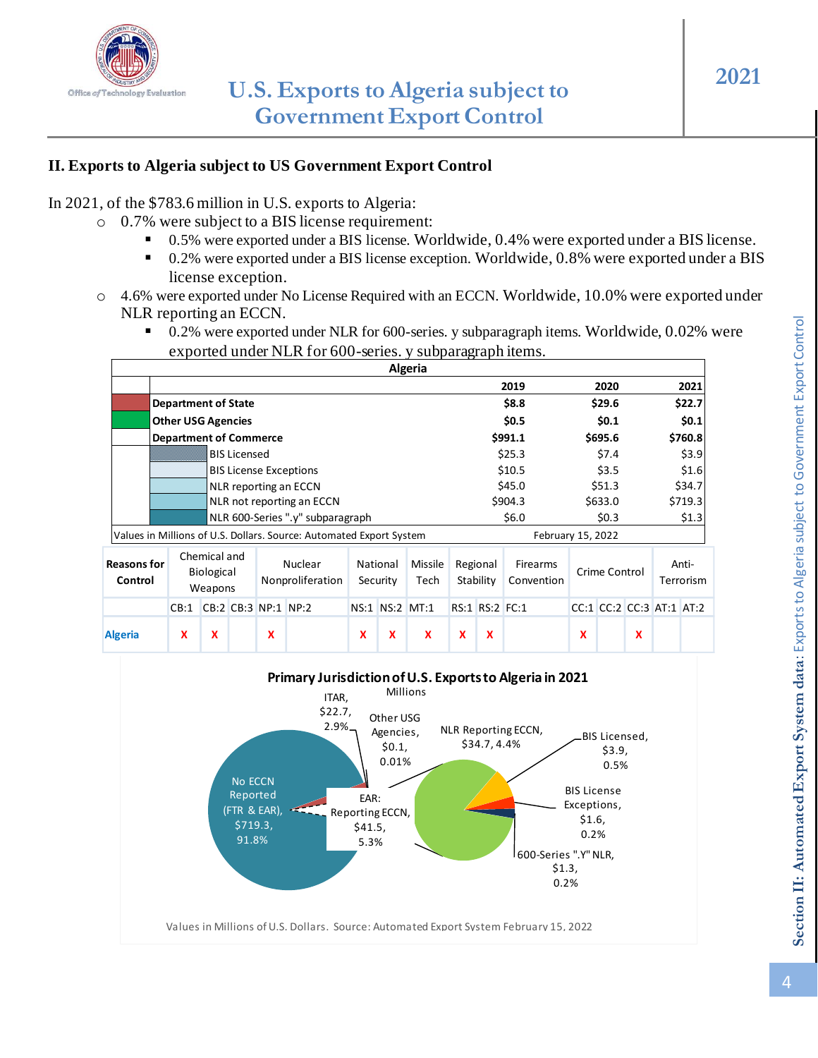## II. Exports to Algeria subject to US Government Export Control

In 2021, of the $783.6 million in U.S. exports to Algeria:

- 0.7% were subject to a BIS license requirement:
  - 0.5% were exported under a BIS license. Worldwide, 0.4% were exported under a BIS license.
  - 0.2% were exported under a BIS license exception. Worldwide, 0.8% were exported under a BIS license exception.
- 4.6% were exported under No License Required with an ECCN. Worldwide, 10.0% were exported under NLR reporting an ECCN.
  - 0.2% were exported under NLR for 600-series. y subparagraph items. Worldwide, 0.02% were exported under NLR for 600-series. y subparagraph items.

| Algeria | 2019 | 2020 | 2021 |
|---|---|---|---|
| **Department of State** | **$8.8** | **$29.6** | **$22.7** |
| **Other USG Agencies** | **$0.5** | **$0.1** | **$0.1** |
| **Department of Commerce** | **$991.1** | **$695.6** | **$760.8** |
| BIS Licensed | $25.3 | $7.4 | $3.9 |
| BIS License Exceptions | $10.5 | $3.5 | $1.6 |
| NLR reporting an ECCN | $45.0 | $51.3 | $34.7 |
| NLR not reporting an ECCN | $904.3 | $633.0 | $719.3 |
| NLR 600-Series ".y" subparagraph | $6.0 | $0.3 | $1.3 |

Values in Millions of U.S. Dollars. Source: Automated Export System February 15, 2022

| Reasons for Control | Chemical and Biological Weapons | | | Nuclear Nonproliferation | | National Security | | Missile Tech | Regional Stability | | Firearms Convention | Crime Control | | | Anti-Terrorism | |
|---|---|---|---|---|---|---|---|---|---|---|---|---|---|---|---|---|
| | CB:1 | CB:2 | CB:3 | NP:1 | NP:2 | NS:1 | NS:2 | MT:1 | RS:1 | RS:2 | FC:1 | CC:1 | CC:2 | CC:3 | AT:1 | AT:2 |
| **Algeria** | X | X | | X | | X | X | X | X | X | | X | | X | | |

**Primary Jurisdiction of U.S. Exports to Algeria in 2021**
Millions

- ITAR, $22.7, 2.9%
- Other USG Agencies, $0.1, 0.01%
- No ECCN Reported (FTR & EAR), $719.3, 91.8%
- EAR: Reporting ECCN, $41.5, 5.3%
  - NLR Reporting ECCN, $34.7, 4.4%
  - BIS Licensed, $3.9, 0.5%
  - BIS License Exceptions, $1.6, 0.2%
  - 600-Series ".Y" NLR, $1.3, 0.2%

Values in Millions of U.S. Dollars. Source: Automated Export System February 15, 2022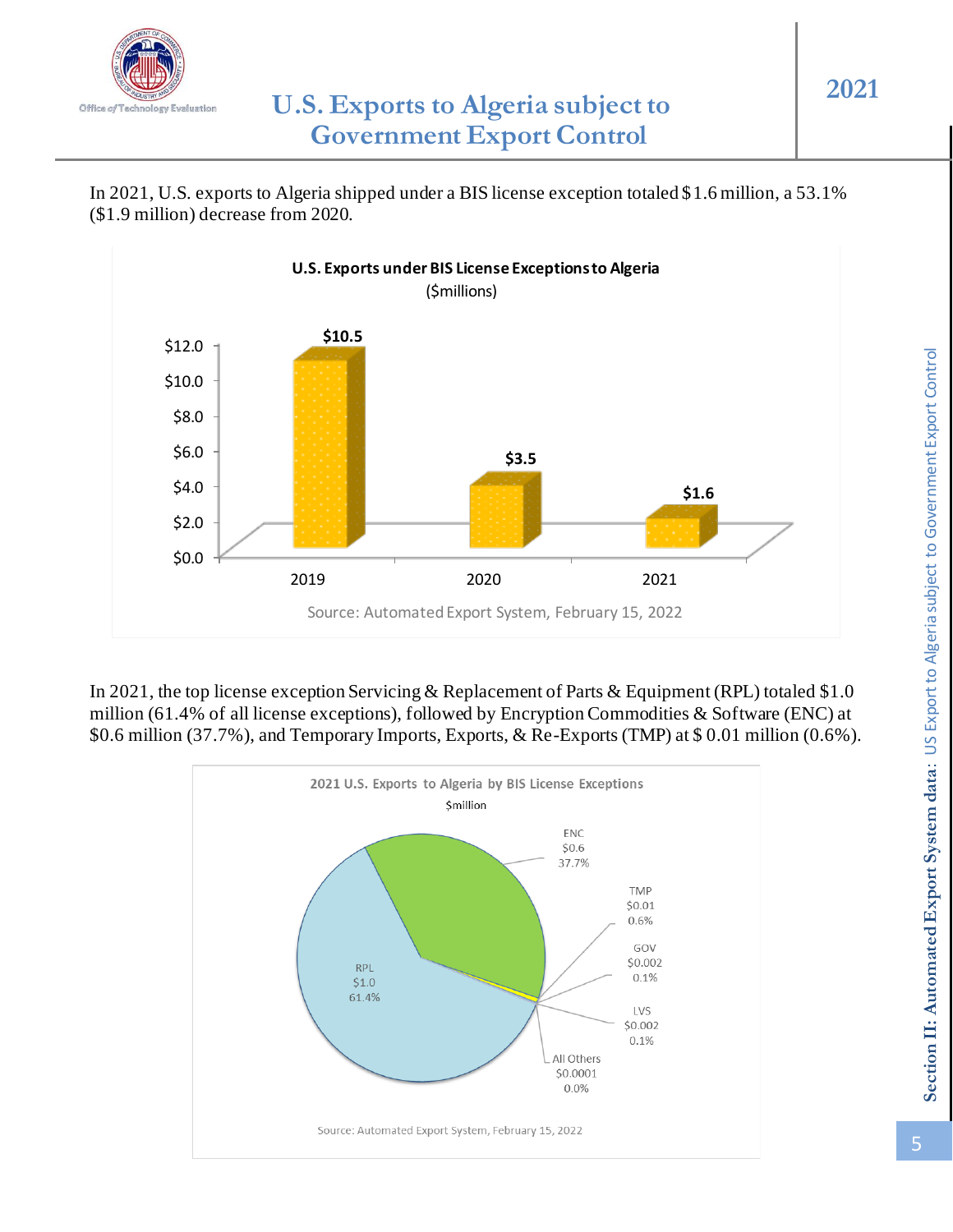# U.S. Exports to Algeria subject to Government Export Control

In 2021, U.S. exports to Algeria shipped under a BIS license exception totaled $1.6 million, a 53.1% ($1.9 million) decrease from 2020.

**U.S. Exports under BIS License Exceptions to Algeria**
($millions)

| Year | Value |
|---|---|
| 2019 | $10.5 |
| 2020 | $3.5 |
| 2021 | $1.6 |

Source: Automated Export System, February 15, 2022

In 2021, the top license exception Servicing & Replacement of Parts & Equipment (RPL) totaled $1.0 million (61.4% of all license exceptions), followed by Encryption Commodities & Software (ENC) at $0.6 million (37.7%), and Temporary Imports, Exports, & Re-Exports (TMP) at $ 0.01 million (0.6%).

**2021 U.S. Exports to Algeria by BIS License Exceptions**
$million

| License Exception | Value | Share |
|---|---|---|
| RPL | $1.0 | 61.4% |
| ENC | $0.6 | 37.7% |
| TMP | $0.01 | 0.6% |
| GOV | $0.002 | 0.1% |
| LVS | $0.002 | 0.1% |
| All Others | $0.0001 | 0.0% |

Source: Automated Export System, February 15, 2022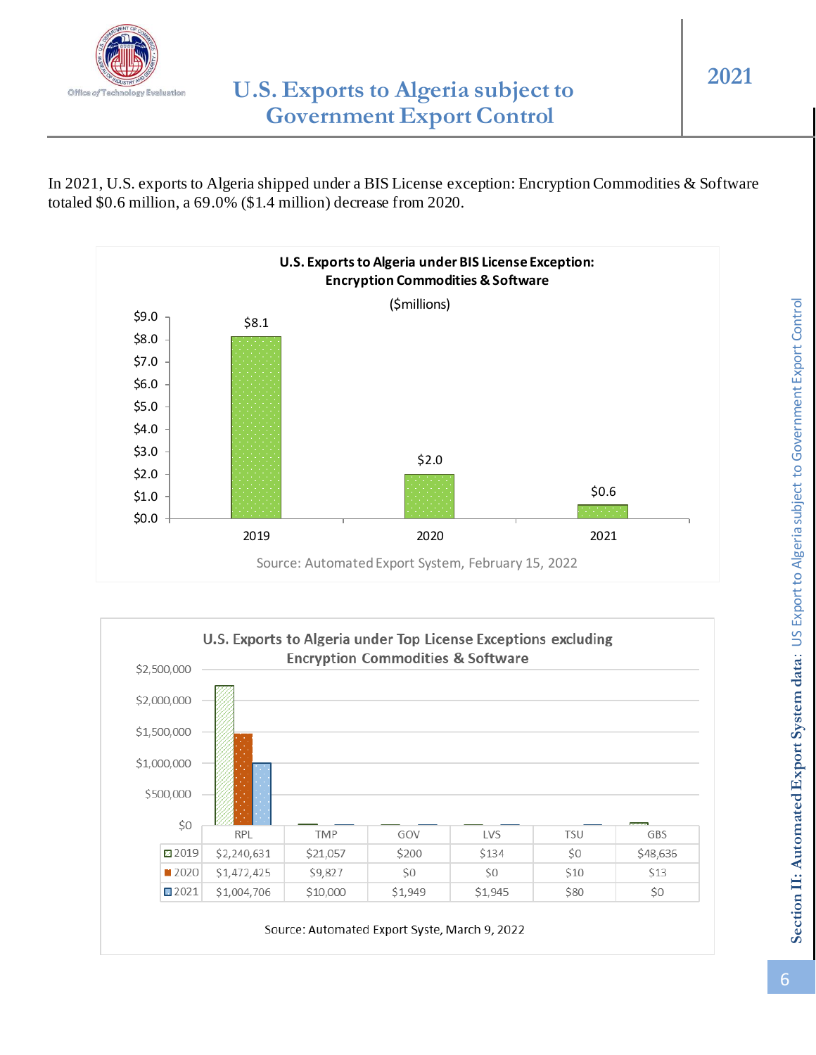# U.S. Exports to Algeria subject to Government Export Control

In 2021, U.S. exports to Algeria shipped under a BIS License exception: Encryption Commodities & Software totaled $0.6 million, a 69.0% ($1.4 million) decrease from 2020.

**U.S. Exports to Algeria under BIS License Exception: Encryption Commodities & Software**

($millions)

| Year | Value |
|---|---|
| 2019 | $8.1 |
| 2020 | $2.0 |
| 2021 | $0.6 |

Source: Automated Export System, February 15, 2022

**U.S. Exports to Algeria under Top License Exceptions excluding Encryption Commodities & Software**

| | RPL | TMP | GOV | LVS | TSU | GBS |
|---|---|---|---|---|---|---|
| 2019 | $2,240,631 | $21,057 | $200 | $134 | $0 | $48,636 |
| 2020 | $1,472,425 | $9,827 | $0 | $0 | $10 | $13 |
| 2021 | $1,004,706 | $10,000 | $1,949 | $1,945 | $80 | $0 |

Source: Automated Export Syste, March 9, 2022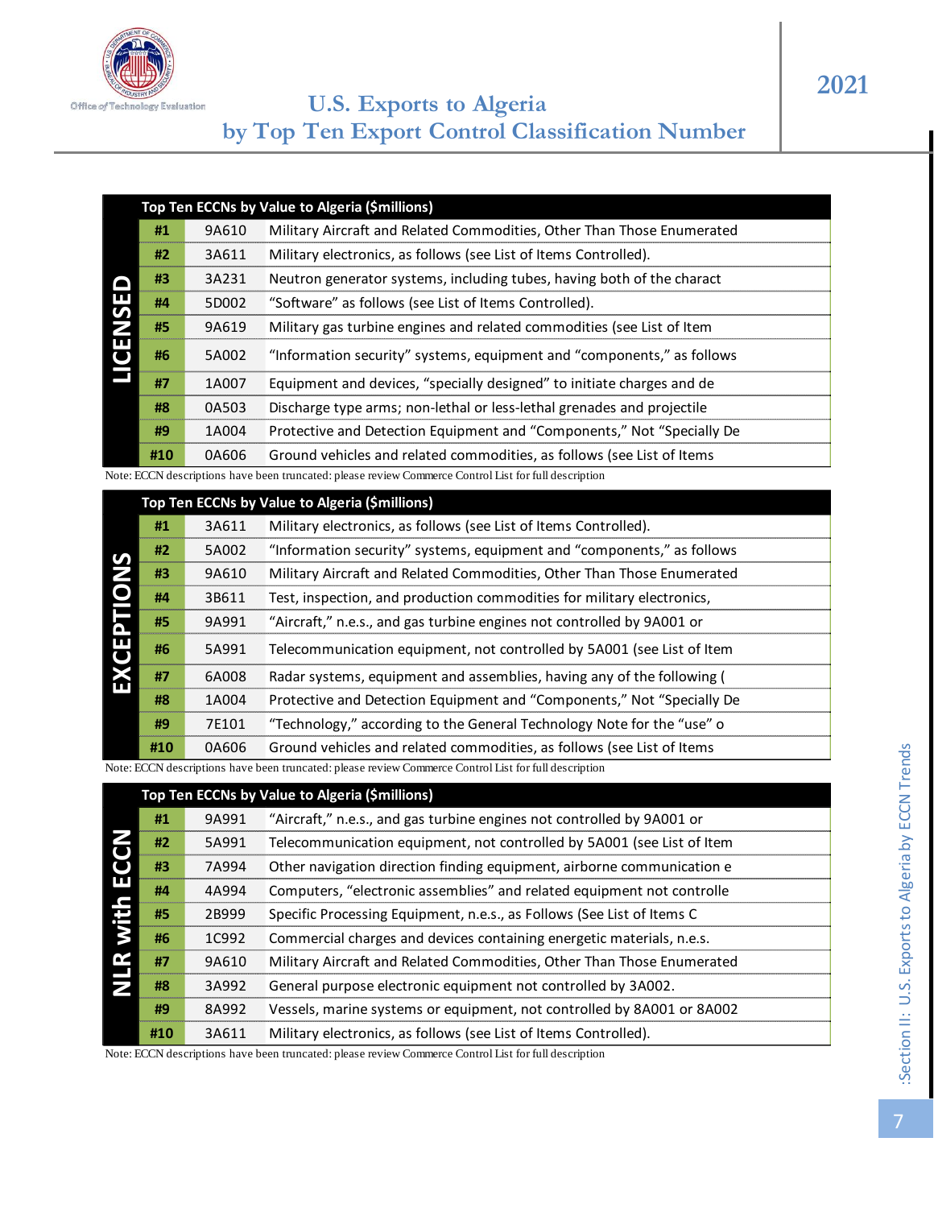# U.S. Exports to Algeria by Top Ten Export Control Classification Number

2021

## LICENSED

| Top Ten ECCNs by Value to Algeria ($millions) | | |
|---|---|---|
| #1 | 9A610 | Military Aircraft and Related Commodities, Other Than Those Enumerated |
| #2 | 3A611 | Military electronics, as follows (see List of Items Controlled). |
| #3 | 3A231 | Neutron generator systems, including tubes, having both of the charact |
| #4 | 5D002 | "Software" as follows (see List of Items Controlled). |
| #5 | 9A619 | Military gas turbine engines and related commodities (see List of Item |
| #6 | 5A002 | "Information security" systems, equipment and "components," as follows |
| #7 | 1A007 | Equipment and devices, "specially designed" to initiate charges and de |
| #8 | 0A503 | Discharge type arms; non-lethal or less-lethal grenades and projectile |
| #9 | 1A004 | Protective and Detection Equipment and "Components," Not "Specially De |
| #10 | 0A606 | Ground vehicles and related commodities, as follows (see List of Items |

Note: ECCN descriptions have been truncated: please review Commerce Control List for full description

## EXCEPTIONS

| Top Ten ECCNs by Value to Algeria ($millions) | | |
|---|---|---|
| #1 | 3A611 | Military electronics, as follows (see List of Items Controlled). |
| #2 | 5A002 | "Information security" systems, equipment and "components," as follows |
| #3 | 9A610 | Military Aircraft and Related Commodities, Other Than Those Enumerated |
| #4 | 3B611 | Test, inspection, and production commodities for military electronics, |
| #5 | 9A991 | "Aircraft," n.e.s., and gas turbine engines not controlled by 9A001 or |
| #6 | 5A991 | Telecommunication equipment, not controlled by 5A001 (see List of Item |
| #7 | 6A008 | Radar systems, equipment and assemblies, having any of the following ( |
| #8 | 1A004 | Protective and Detection Equipment and "Components," Not "Specially De |
| #9 | 7E101 | "Technology," according to the General Technology Note for the "use" o |
| #10 | 0A606 | Ground vehicles and related commodities, as follows (see List of Items |

Note: ECCN descriptions have been truncated: please review Commerce Control List for full description

## NLR with ECCN

| Top Ten ECCNs by Value to Algeria ($millions) | | |
|---|---|---|
| #1 | 9A991 | "Aircraft," n.e.s., and gas turbine engines not controlled by 9A001 or |
| #2 | 5A991 | Telecommunication equipment, not controlled by 5A001 (see List of Item |
| #3 | 7A994 | Other navigation direction finding equipment, airborne communication e |
| #4 | 4A994 | Computers, "electronic assemblies" and related equipment not controlle |
| #5 | 2B999 | Specific Processing Equipment, n.e.s., as Follows (See List of Items C |
| #6 | 1C992 | Commercial charges and devices containing energetic materials, n.e.s. |
| #7 | 9A610 | Military Aircraft and Related Commodities, Other Than Those Enumerated |
| #8 | 3A992 | General purpose electronic equipment not controlled by 3A002. |
| #9 | 8A992 | Vessels, marine systems or equipment, not controlled by 8A001 or 8A002 |
| #10 | 3A611 | Military electronics, as follows (see List of Items Controlled). |

Note: ECCN descriptions have been truncated: please review Commerce Control List for full description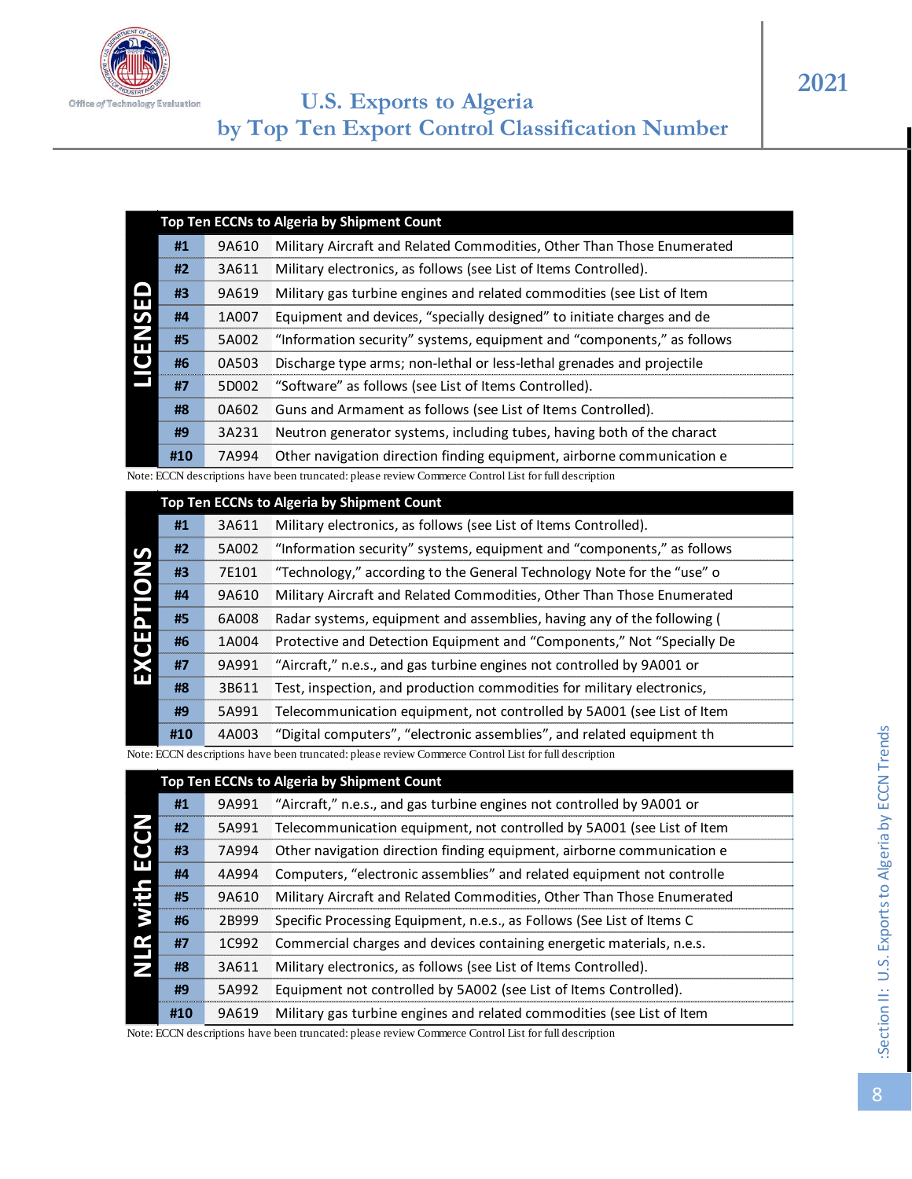# U.S. Exports to Algeria by Top Ten Export Control Classification Number

2021

## LICENSED

| Top Ten ECCNs to Algeria by Shipment Count | | |
|---|---|---|
| #1 | 9A610 | Military Aircraft and Related Commodities, Other Than Those Enumerated |
| #2 | 3A611 | Military electronics, as follows (see List of Items Controlled). |
| #3 | 9A619 | Military gas turbine engines and related commodities (see List of Item |
| #4 | 1A007 | Equipment and devices, “specially designed” to initiate charges and de |
| #5 | 5A002 | “Information security” systems, equipment and “components,” as follows |
| #6 | 0A503 | Discharge type arms; non-lethal or less-lethal grenades and projectile |
| #7 | 5D002 | “Software” as follows (see List of Items Controlled). |
| #8 | 0A602 | Guns and Armament as follows (see List of Items Controlled). |
| #9 | 3A231 | Neutron generator systems, including tubes, having both of the charact |
| #10 | 7A994 | Other navigation direction finding equipment, airborne communication e |

Note: ECCN descriptions have been truncated: please review Commerce Control List for full description

## EXCEPTIONS

| Top Ten ECCNs to Algeria by Shipment Count | | |
|---|---|---|
| #1 | 3A611 | Military electronics, as follows (see List of Items Controlled). |
| #2 | 5A002 | “Information security” systems, equipment and “components,” as follows |
| #3 | 7E101 | “Technology,” according to the General Technology Note for the “use” o |
| #4 | 9A610 | Military Aircraft and Related Commodities, Other Than Those Enumerated |
| #5 | 6A008 | Radar systems, equipment and assemblies, having any of the following ( |
| #6 | 1A004 | Protective and Detection Equipment and “Components,” Not “Specially De |
| #7 | 9A991 | “Aircraft,” n.e.s., and gas turbine engines not controlled by 9A001 or |
| #8 | 3B611 | Test, inspection, and production commodities for military electronics, |
| #9 | 5A991 | Telecommunication equipment, not controlled by 5A001 (see List of Item |
| #10 | 4A003 | “Digital computers”, “electronic assemblies”, and related equipment th |

Note: ECCN descriptions have been truncated: please review Commerce Control List for full description

## NLR with ECCN

| Top Ten ECCNs to Algeria by Shipment Count | | |
|---|---|---|
| #1 | 9A991 | “Aircraft,” n.e.s., and gas turbine engines not controlled by 9A001 or |
| #2 | 5A991 | Telecommunication equipment, not controlled by 5A001 (see List of Item |
| #3 | 7A994 | Other navigation direction finding equipment, airborne communication e |
| #4 | 4A994 | Computers, “electronic assemblies” and related equipment not controlle |
| #5 | 9A610 | Military Aircraft and Related Commodities, Other Than Those Enumerated |
| #6 | 2B999 | Specific Processing Equipment, n.e.s., as Follows (See List of Items C |
| #7 | 1C992 | Commercial charges and devices containing energetic materials, n.e.s. |
| #8 | 3A611 | Military electronics, as follows (see List of Items Controlled). |
| #9 | 5A992 | Equipment not controlled by 5A002 (see List of Items Controlled). |
| #10 | 9A619 | Military gas turbine engines and related commodities (see List of Item |

Note: ECCN descriptions have been truncated: please review Commerce Control List for full description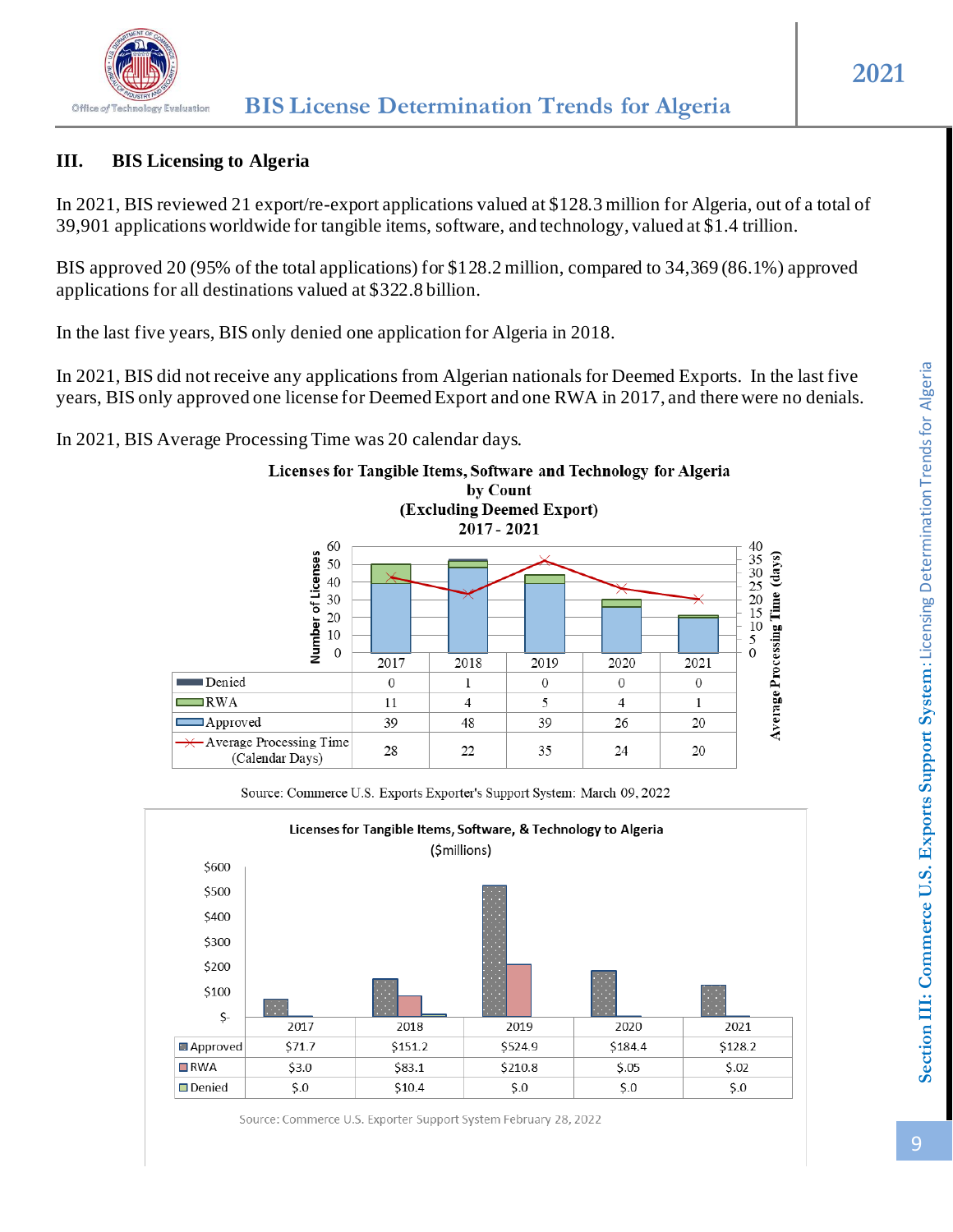## III. BIS Licensing to Algeria

In 2021, BIS reviewed 21 export/re-export applications valued at $128.3 million for Algeria, out of a total of 39,901 applications worldwide for tangible items, software, and technology, valued at $1.4 trillion.

BIS approved 20 (95% of the total applications) for $128.2 million, compared to 34,369 (86.1%) approved applications for all destinations valued at $322.8 billion.

In the last five years, BIS only denied one application for Algeria in 2018.

In 2021, BIS did not receive any applications from Algerian nationals for Deemed Exports. In the last five years, BIS only approved one license for Deemed Export and one RWA in 2017, and there were no denials.

In 2021, BIS Average Processing Time was 20 calendar days.

**Licenses for Tangible Items, Software and Technology for Algeria by Count (Excluding Deemed Export) 2017 - 2021**

| | 2017 | 2018 | 2019 | 2020 | 2021 |
|---|---|---|---|---|---|
| Denied | 0 | 1 | 0 | 0 | 0 |
| RWA | 11 | 4 | 5 | 4 | 1 |
| Approved | 39 | 48 | 39 | 26 | 20 |
| Average Processing Time (Calendar Days) | 28 | 22 | 35 | 24 | 20 |

Source: Commerce U.S. Exports Exporter's Support System: March 09, 2022

**Licenses for Tangible Items, Software, & Technology to Algeria ($millions)**

| | 2017 | 2018 | 2019 | 2020 | 2021 |
|---|---|---|---|---|---|
| Approved | $71.7 | $151.2 | $524.9 | $184.4 | $128.2 |
| RWA | $3.0 | $83.1 | $210.8 | $.05 | $.02 |
| Denied | $.0 | $10.4 | $.0 | $.0 | $.0 |

Source: Commerce U.S. Exporter Support System February 28, 2022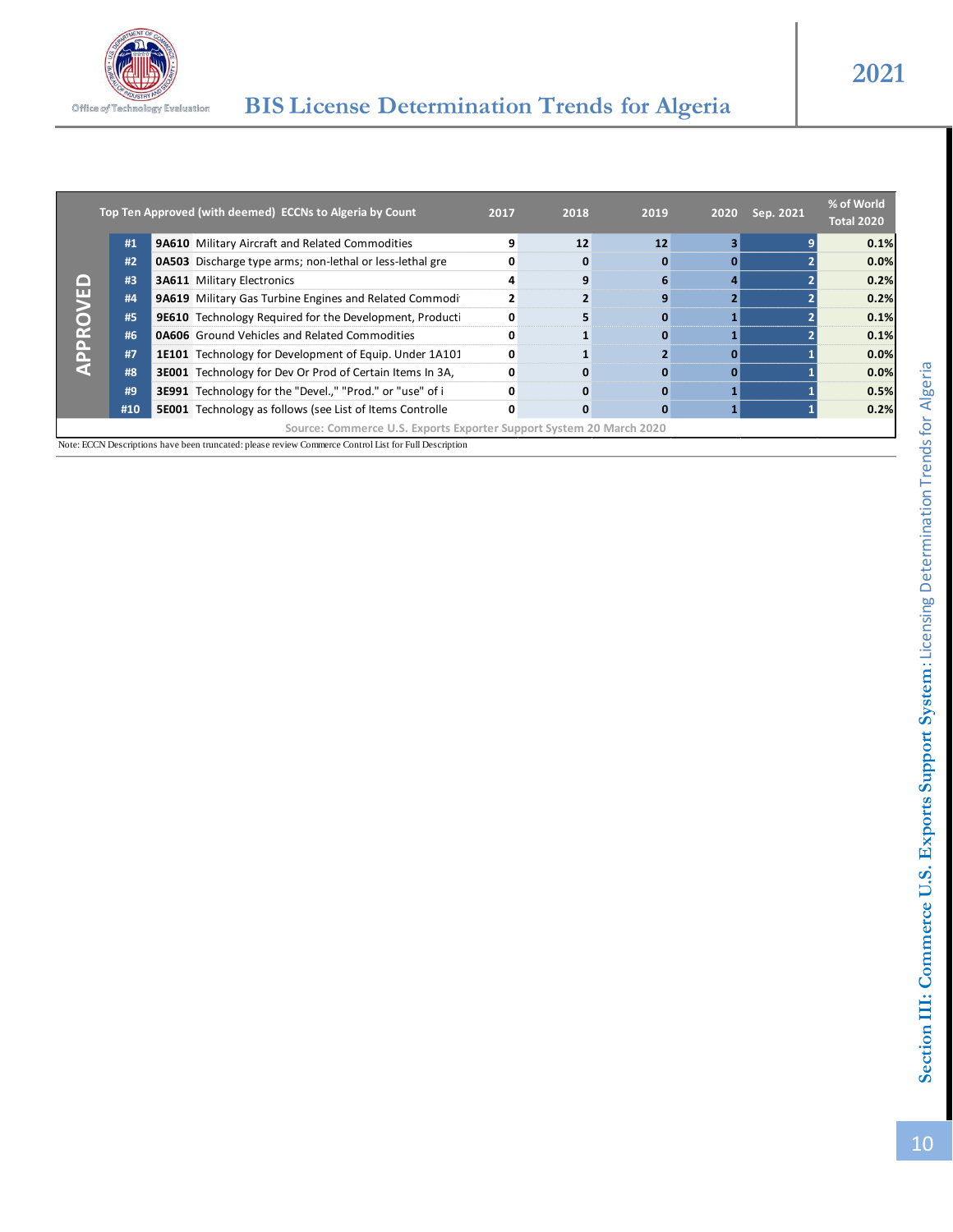| APPROVED | Top Ten Approved (with deemed) ECCNs to Algeria by Count | | 2017 | 2018 | 2019 | 2020 | Sep. 2021 | % of World Total 2020 |
|---|---|---|---|---|---|---|---|---|
| #1 | **9A610** | Military Aircraft and Related Commodities | 9 | 12 | 12 | 3 | 9 | 0.1% |
| #2 | **0A503** | Discharge type arms; non-lethal or less-lethal gre | 0 | 0 | 0 | 0 | 2 | 0.0% |
| #3 | **3A611** | Military Electronics | 4 | 9 | 6 | 4 | 2 | 0.2% |
| #4 | **9A619** | Military Gas Turbine Engines and Related Commodi | 2 | 2 | 9 | 2 | 2 | 0.2% |
| #5 | **9E610** | Technology Required for the Development, Producti | 0 | 5 | 0 | 1 | 2 | 0.1% |
| #6 | **0A606** | Ground Vehicles and Related Commodities | 0 | 1 | 0 | 1 | 2 | 0.1% |
| #7 | **1E101** | Technology for Development of Equip. Under 1A101 | 0 | 1 | 2 | 0 | 1 | 0.0% |
| #8 | **3E001** | Technology for Dev Or Prod of Certain Items In 3A, | 0 | 0 | 0 | 0 | 1 | 0.0% |
| #9 | **3E991** | Technology for the "Devel.," "Prod." or "use" of i | 0 | 0 | 0 | 1 | 1 | 0.5% |
| #10 | **5E001** | Technology as follows (see List of Items Controlle | 0 | 0 | 0 | 1 | 1 | 0.2% |

Source: Commerce U.S. Exports Exporter Support System 20 March 2020

Note: ECCN Descriptions have been truncated: please review Commerce Control List for Full Description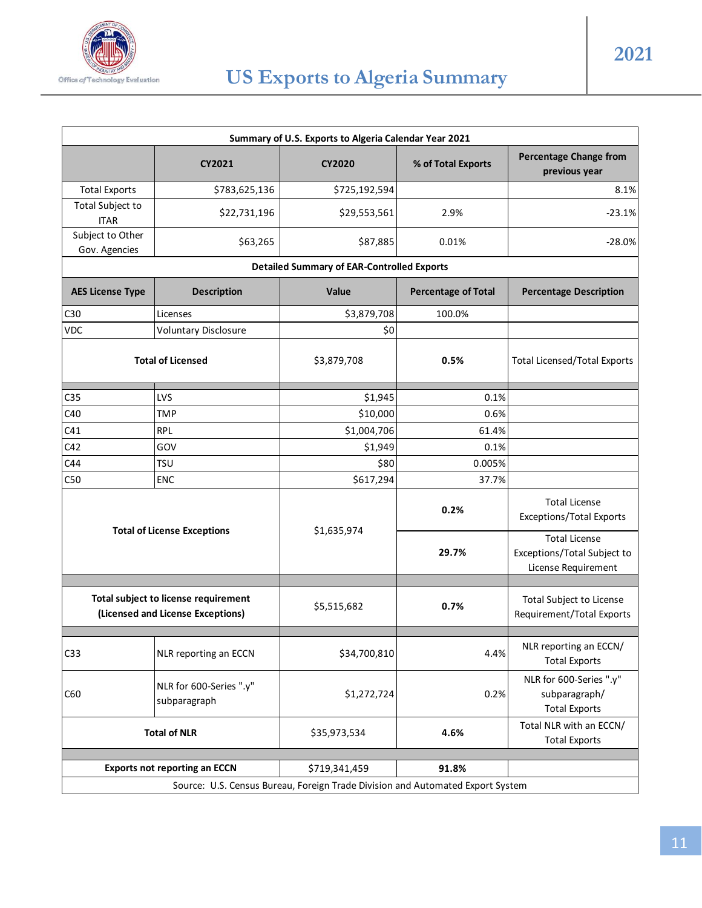# US Exports to Algeria Summary

## 2021

| Summary of U.S. Exports to Algeria Calendar Year 2021 | | | | |
|---|---|---|---|---|
| | CY2021 | CY2020 | % of Total Exports | Percentage Change from previous year |
| Total Exports | $783,625,136 | $725,192,594 | | 8.1% |
| Total Subject to ITAR | $22,731,196 | $29,553,561 | 2.9% | -23.1% |
| Subject to Other Gov. Agencies | $63,265 | $87,885 | 0.01% | -28.0% |
| **Detailed Summary of EAR-Controlled Exports** | | | | |
| **AES License Type** | **Description** | **Value** | **Percentage of Total** | **Percentage Description** |
| C30 | Licenses | $3,879,708 | 100.0% | |
| VDC | Voluntary Disclosure | $0 | | |
| **Total of Licensed** | | $3,879,708 | **0.5%** | Total Licensed/Total Exports |
| C35 | LVS | $1,945 | 0.1% | |
| C40 | TMP | $10,000 | 0.6% | |
| C41 | RPL | $1,004,706 | 61.4% | |
| C42 | GOV | $1,949 | 0.1% | |
| C44 | TSU | $80 | 0.005% | |
| C50 | ENC | $617,294 | 37.7% | |
| **Total of License Exceptions** | | $1,635,974 | **0.2%** | Total License Exceptions/Total Exports |
| | | | **29.7%** | Total License Exceptions/Total Subject to License Requirement |
| **Total subject to license requirement (Licensed and License Exceptions)** | | $5,515,682 | **0.7%** | Total Subject to License Requirement/Total Exports |
| C33 | NLR reporting an ECCN | $34,700,810 | 4.4% | NLR reporting an ECCN/ Total Exports |
| C60 | NLR for 600-Series ".y" subparagraph | $1,272,724 | 0.2% | NLR for 600-Series ".y" subparagraph/ Total Exports |
| **Total of NLR** | | $35,973,534 | **4.6%** | Total NLR with an ECCN/ Total Exports |
| **Exports not reporting an ECCN** | | $719,341,459 | **91.8%** | |

Source: U.S. Census Bureau, Foreign Trade Division and Automated Export System